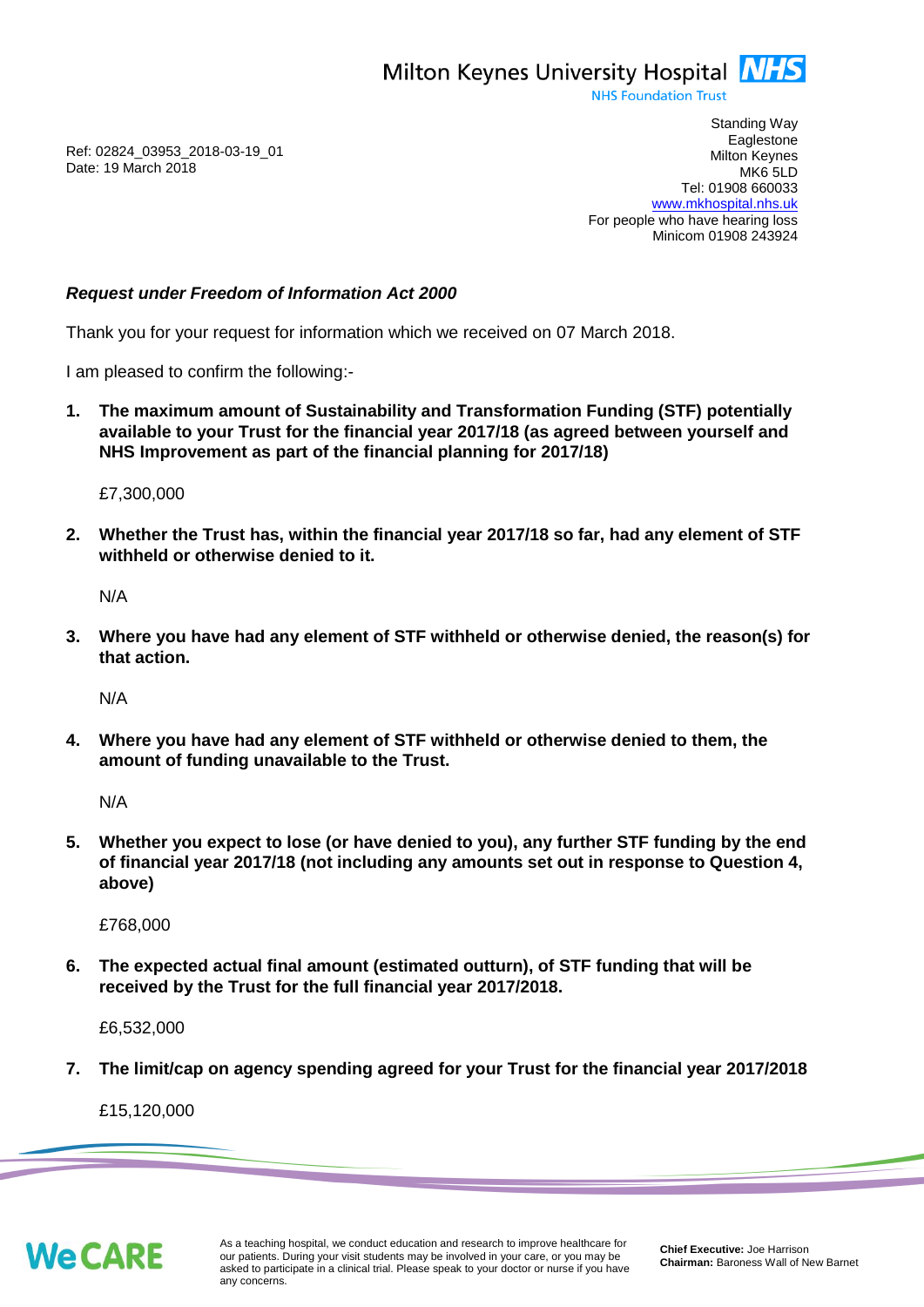Milton Keynes University Hospital NHS
NHS Foundation Trust

Standing Way
Eaglestone
Milton Keynes
MK6 5LD
Tel: 01908 660033
www.mkhospital.nhs.uk
For people who have hearing loss
Minicom 01908 243924

Ref: 02824_03953_2018-03-19_01
Date: 19 March 2018

***Request under Freedom of Information Act 2000***

Thank you for your request for information which we received on 07 March 2018.

I am pleased to confirm the following:-

1. **The maximum amount of Sustainability and Transformation Funding (STF) potentially available to your Trust for the financial year 2017/18 (as agreed between yourself and NHS Improvement as part of the financial planning for 2017/18)**

   £7,300,000

2. **Whether the Trust has, within the financial year 2017/18 so far, had any element of STF withheld or otherwise denied to it.**

   N/A

3. **Where you have had any element of STF withheld or otherwise denied, the reason(s) for that action.**

   N/A

4. **Where you have had any element of STF withheld or otherwise denied to them, the amount of funding unavailable to the Trust.**

   N/A

5. **Whether you expect to lose (or have denied to you), any further STF funding by the end of financial year 2017/18 (not including any amounts set out in response to Question 4, above)**

   £768,000

6. **The expected actual final amount (estimated outturn), of STF funding that will be received by the Trust for the full financial year 2017/2018.**

   £6,532,000

7. **The limit/cap on agency spending agreed for your Trust for the financial year 2017/2018**

   £15,120,000

We CARE

As a teaching hospital, we conduct education and research to improve healthcare for our patients. During your visit students may be involved in your care, or you may be asked to participate in a clinical trial. Please speak to your doctor or nurse if you have any concerns.

**Chief Executive:** Joe Harrison
**Chairman:** Baroness Wall of New Barnet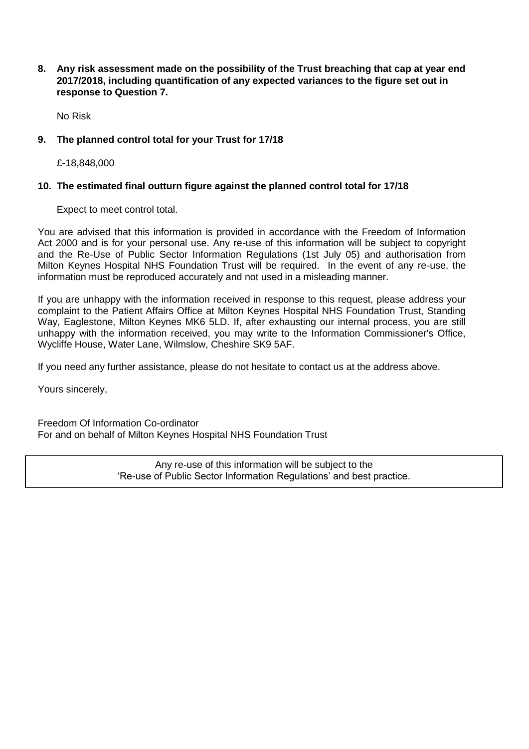**8. Any risk assessment made on the possibility of the Trust breaching that cap at year end 2017/2018, including quantification of any expected variances to the figure set out in response to Question 7.**

No Risk

**9. The planned control total for your Trust for 17/18**

£-18,848,000

**10. The estimated final outturn figure against the planned control total for 17/18**

Expect to meet control total.

You are advised that this information is provided in accordance with the Freedom of Information Act 2000 and is for your personal use. Any re-use of this information will be subject to copyright and the Re-Use of Public Sector Information Regulations (1st July 05) and authorisation from Milton Keynes Hospital NHS Foundation Trust will be required. In the event of any re-use, the information must be reproduced accurately and not used in a misleading manner.

If you are unhappy with the information received in response to this request, please address your complaint to the Patient Affairs Office at Milton Keynes Hospital NHS Foundation Trust, Standing Way, Eaglestone, Milton Keynes MK6 5LD. If, after exhausting our internal process, you are still unhappy with the information received, you may write to the Information Commissioner's Office, Wycliffe House, Water Lane, Wilmslow, Cheshire SK9 5AF.

If you need any further assistance, please do not hesitate to contact us at the address above.

Yours sincerely,

Freedom Of Information Co-ordinator
For and on behalf of Milton Keynes Hospital NHS Foundation Trust

Any re-use of this information will be subject to the 'Re-use of Public Sector Information Regulations' and best practice.